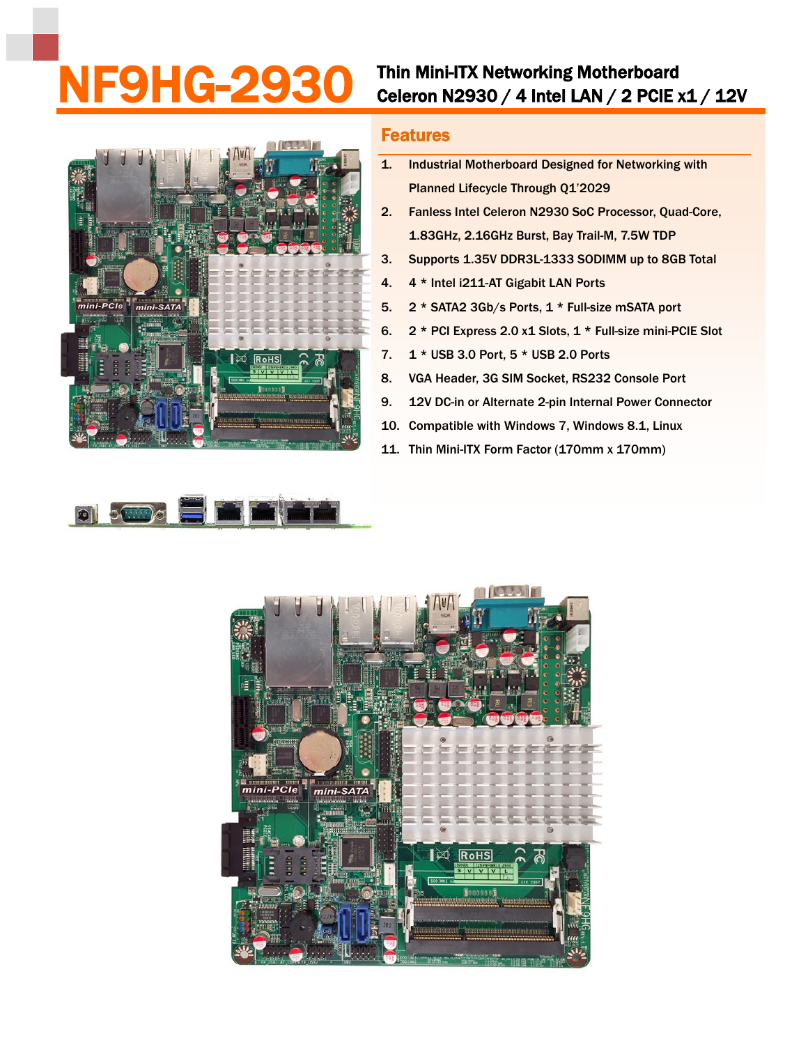# NF9HG-2930

**Thin Mini-ITX Networking Motherboard**
**Celeron N2930 / 4 Intel LAN / 2 PCIE x1 / 12V**

## Features

1. Industrial Motherboard Designed for Networking with Planned Lifecycle Through Q1'2029
2. Fanless Intel Celeron N2930 SoC Processor, Quad-Core, 1.83GHz, 2.16GHz Burst, Bay Trail-M, 7.5W TDP
3. Supports 1.35V DDR3L-1333 SODIMM up to 8GB Total
4. 4 * Intel i211-AT Gigabit LAN Ports
5. 2 * SATA2 3Gb/s Ports, 1 * Full-size mSATA port
6. 2 * PCI Express 2.0 x1 Slots, 1 * Full-size mini-PCIE Slot
7. 1 * USB 3.0 Port, 5 * USB 2.0 Ports
8. VGA Header, 3G SIM Socket, RS232 Console Port
9. 12V DC-in or Alternate 2-pin Internal Power Connector
10. Compatible with Windows 7, Windows 8.1, Linux
11. Thin Mini-ITX Form Factor (170mm x 170mm)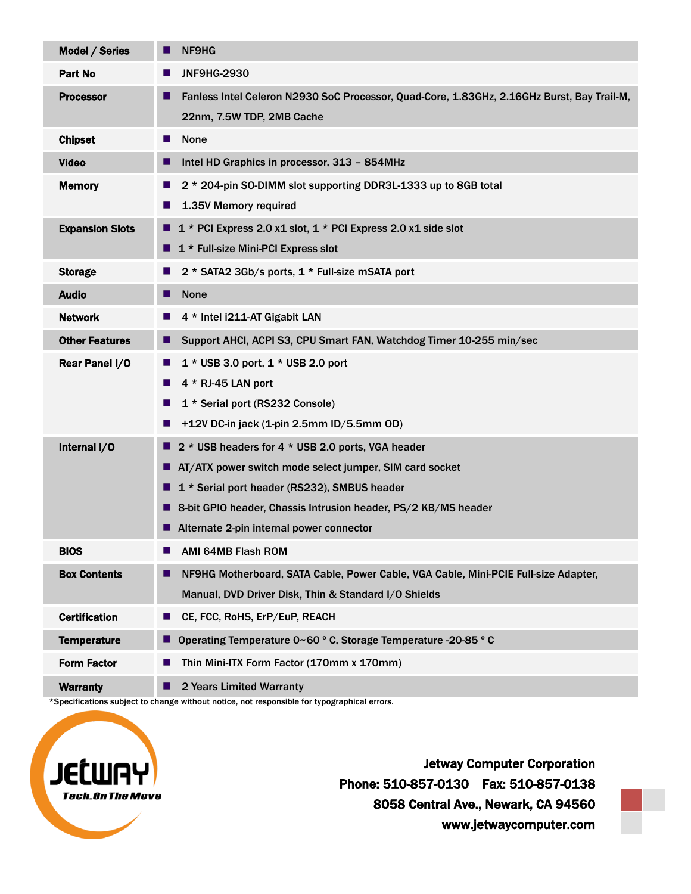| | |
|---|---|
| **Model / Series** | NF9HG |
| **Part No** | JNF9HG-2930 |
| **Processor** | Fanless Intel Celeron N2930 SoC Processor, Quad-Core, 1.83GHz, 2.16GHz Burst, Bay Trail-M, 22nm, 7.5W TDP, 2MB Cache |
| **Chipset** | None |
| **Video** | Intel HD Graphics in processor, 313 – 854MHz |
| **Memory** | 2 * 204-pin SO-DIMM slot supporting DDR3L-1333 up to 8GB total<br>1.35V Memory required |
| **Expansion Slots** | 1 * PCI Express 2.0 x1 slot, 1 * PCI Express 2.0 x1 side slot<br>1 * Full-size Mini-PCI Express slot |
| **Storage** | 2 * SATA2 3Gb/s ports, 1 * Full-size mSATA port |
| **Audio** | None |
| **Network** | 4 * Intel i211-AT Gigabit LAN |
| **Other Features** | Support AHCI, ACPI S3, CPU Smart FAN, Watchdog Timer 10-255 min/sec |
| **Rear Panel I/O** | 1 * USB 3.0 port, 1 * USB 2.0 port<br>4 * RJ-45 LAN port<br>1 * Serial port (RS232 Console)<br>+12V DC-in jack (1-pin 2.5mm ID/5.5mm OD) |
| **Internal I/O** | 2 * USB headers for 4 * USB 2.0 ports, VGA header<br>AT/ATX power switch mode select jumper, SIM card socket<br>1 * Serial port header (RS232), SMBUS header<br>8-bit GPIO header, Chassis Intrusion header, PS/2 KB/MS header<br>Alternate 2-pin internal power connector |
| **BIOS** | AMI 64MB Flash ROM |
| **Box Contents** | NF9HG Motherboard, SATA Cable, Power Cable, VGA Cable, Mini-PCIE Full-size Adapter, Manual, DVD Driver Disk, Thin & Standard I/O Shields |
| **Certification** | CE, FCC, RoHS, ErP/EuP, REACH |
| **Temperature** | Operating Temperature 0~60 ° C, Storage Temperature -20-85 ° C |
| **Form Factor** | Thin Mini-ITX Form Factor (170mm x 170mm) |
| **Warranty** | 2 Years Limited Warranty |

*Specifications subject to change without notice, not responsible for typographical errors.

JETWAY
*Tech.On The Move*

**Jetway Computer Corporation**
**Phone: 510-857-0130 Fax: 510-857-0138**
**8058 Central Ave., Newark, CA 94560**
**www.jetwaycomputer.com**